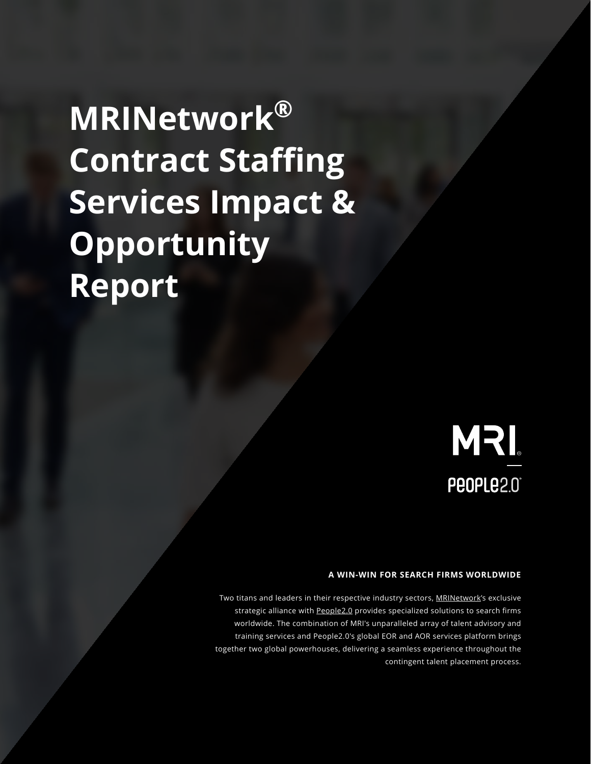# MRINetwork® Contract Staffing Services Impact & Opportunity Report

MRI

PEOPLE2.0

**A WIN-WIN FOR SEARCH FIRMS WORLDWIDE**

Two titans and leaders in their respective industry sectors, MRINetwork's exclusive strategic alliance with People2.0 provides specialized solutions to search firms worldwide. The combination of MRI's unparalleled array of talent advisory and training services and People2.0's global EOR and AOR services platform brings together two global powerhouses, delivering a seamless experience throughout the contingent talent placement process.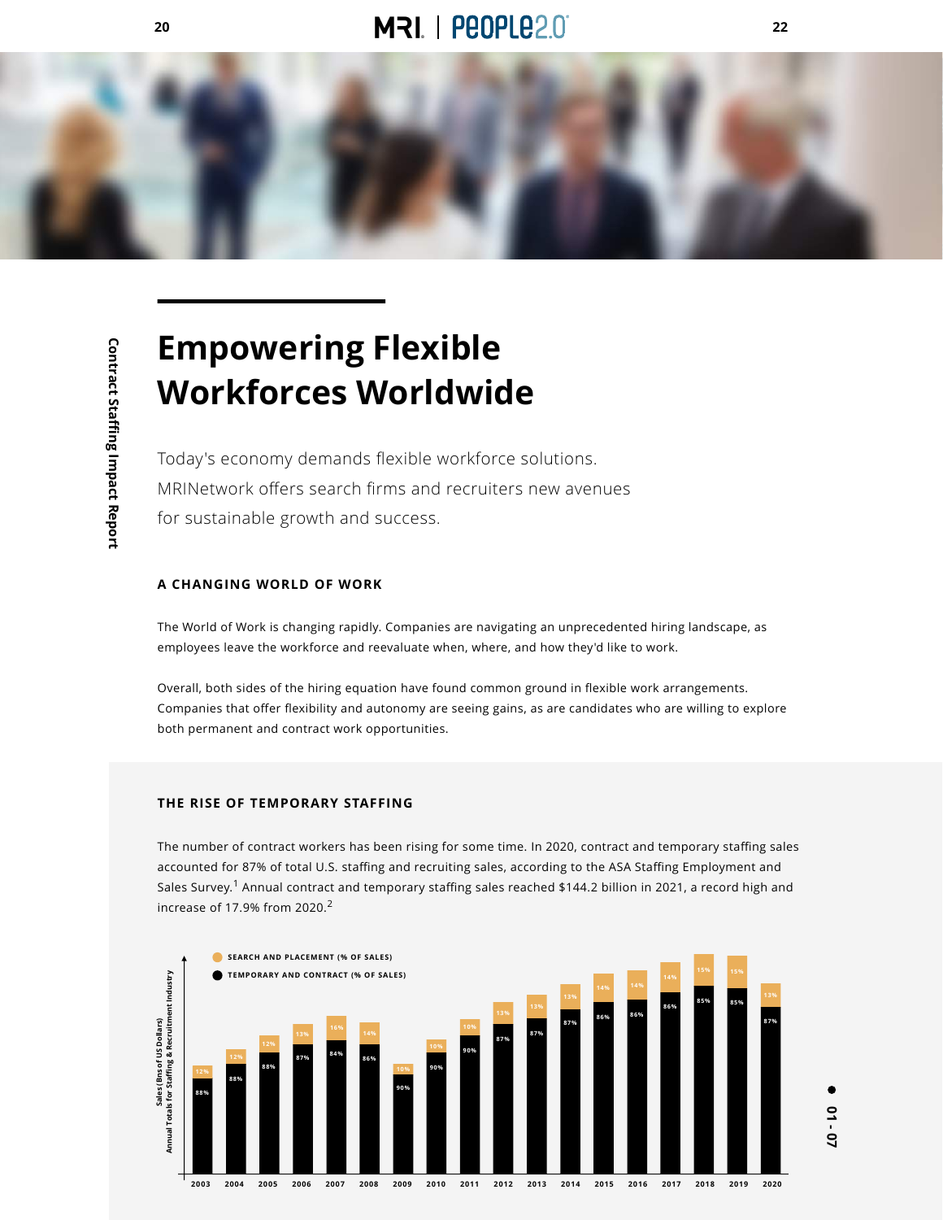# Empowering Flexible Workforces Worldwide

Today's economy demands flexible workforce solutions. MRINetwork offers search firms and recruiters new avenues for sustainable growth and success.

### A CHANGING WORLD OF WORK

The World of Work is changing rapidly. Companies are navigating an unprecedented hiring landscape, as employees leave the workforce and reevaluate when, where, and how they'd like to work.

Overall, both sides of the hiring equation have found common ground in flexible work arrangements. Companies that offer flexibility and autonomy are seeing gains, as are candidates who are willing to explore both permanent and contract work opportunities.

### THE RISE OF TEMPORARY STAFFING

The number of contract workers has been rising for some time. In 2020, contract and temporary staffing sales accounted for 87% of total U.S. staffing and recruiting sales, according to the ASA Staffing Employment and Sales Survey.[1] Annual contract and temporary staffing sales reached $144.2 billion in 2021, a record high and increase of 17.9% from 2020.[2]

| Year | Search and Placement (% of Sales) | Temporary and Contract (% of Sales) |
|---|---|---|
| 2003 | 12% | 88% |
| 2004 | 12% | 88% |
| 2005 | 12% | 88% |
| 2006 | 13% | 87% |
| 2007 | 16% | 84% |
| 2008 | 14% | 86% |
| 2009 | 10% | 90% |
| 2010 | 10% | 90% |
| 2011 | 10% | 90% |
| 2012 | 13% | 87% |
| 2013 | 13% | 87% |
| 2014 | 13% | 87% |
| 2015 | 14% | 86% |
| 2016 | 14% | 86% |
| 2017 | 14% | 86% |
| 2018 | 15% | 85% |
| 2019 | 15% | 85% |
| 2020 | 13% | 87% |

Annual Totals for Staffing & Recruitment Industry Sales (Bns of US Dollars)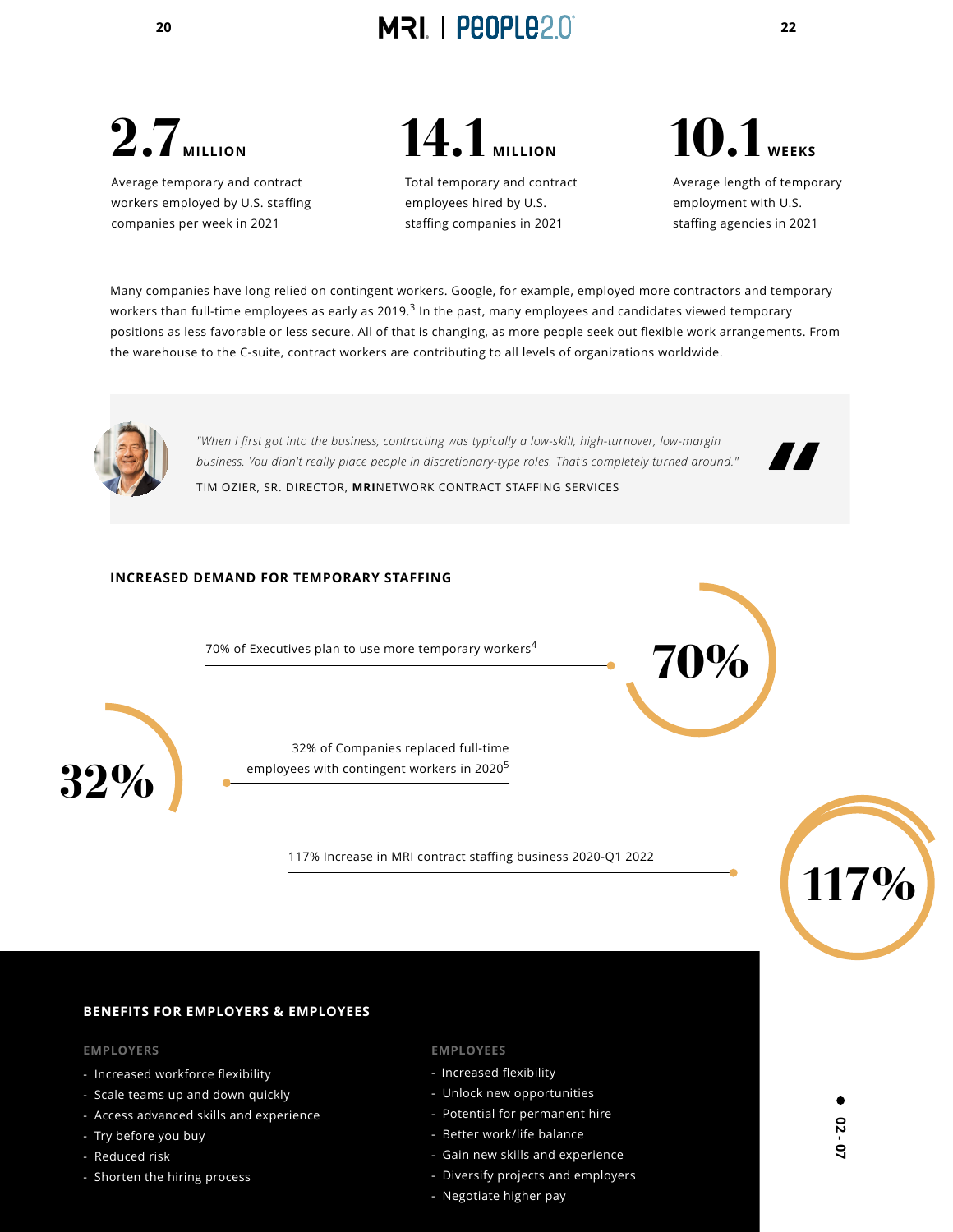**2.7** MILLION

Average temporary and contract workers employed by U.S. staffing companies per week in 2021

**14.1** MILLION

Total temporary and contract employees hired by U.S. staffing companies in 2021

**10.1** WEEKS

Average length of temporary employment with U.S. staffing agencies in 2021

Many companies have long relied on contingent workers. Google, for example, employed more contractors and temporary workers than full-time employees as early as 2019.[3] In the past, many employees and candidates viewed temporary positions as less favorable or less secure. All of that is changing, as more people seek out flexible work arrangements. From the warehouse to the C-suite, contract workers are contributing to all levels of organizations worldwide.

> *"When I first got into the business, contracting was typically a low-skill, high-turnover, low-margin business. You didn't really place people in discretionary-type roles. That's completely turned around."*
>
> TIM OZIER, SR. DIRECTOR, **MRI**NETWORK CONTRACT STAFFING SERVICES

## INCREASED DEMAND FOR TEMPORARY STAFFING

**70%** — 70% of Executives plan to use more temporary workers[4]

**32%** — 32% of Companies replaced full-time employees with contingent workers in 2020[5]

**117%** — 117% Increase in MRI contract staffing business 2020-Q1 2022

## BENEFITS FOR EMPLOYERS & EMPLOYEES

### EMPLOYERS

- Increased workforce flexibility
- Scale teams up and down quickly
- Access advanced skills and experience
- Try before you buy
- Reduced risk
- Shorten the hiring process

### EMPLOYEES

- Increased flexibility
- Unlock new opportunities
- Potential for permanent hire
- Better work/life balance
- Gain new skills and experience
- Diversify projects and employers
- Negotiate higher pay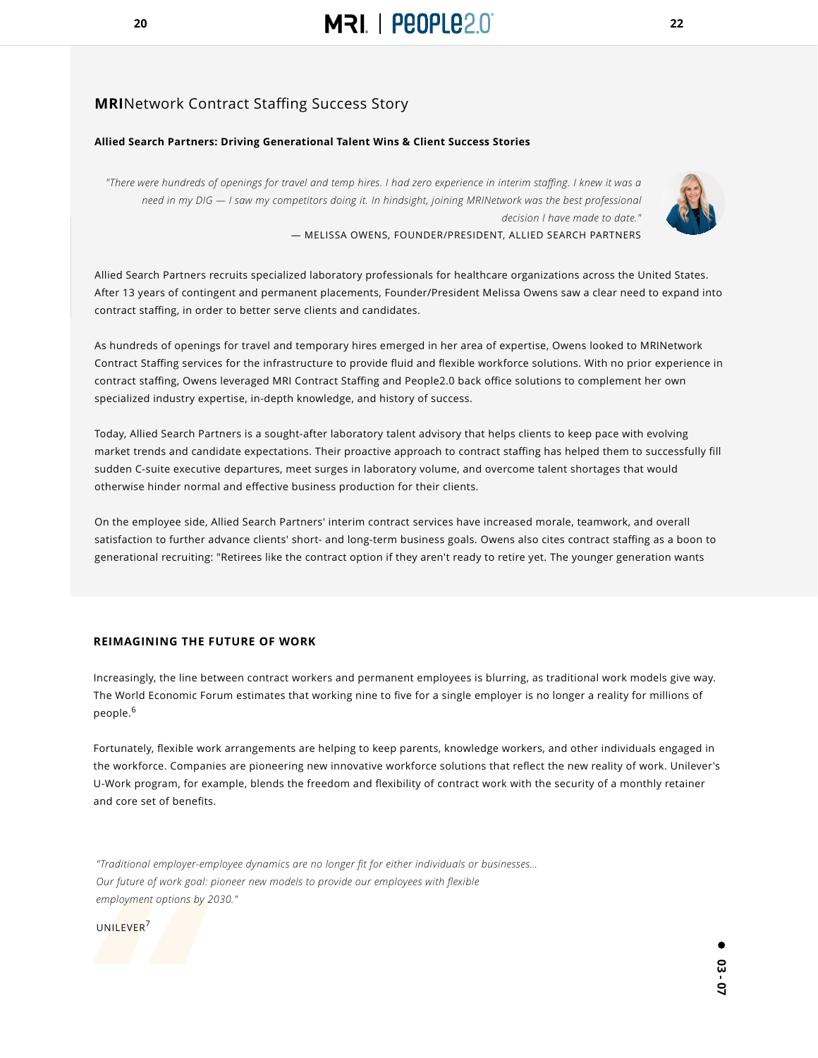## **MRI**Network Contract Staffing Success Story

**Allied Search Partners: Driving Generational Talent Wins & Client Success Stories**

> *"There were hundreds of openings for travel and temp hires. I had zero experience in interim staffing. I knew it was a need in my DIG — I saw my competitors doing it. In hindsight, joining MRINetwork was the best professional decision I have made to date."*
>
> — MELISSA OWENS, FOUNDER/PRESIDENT, ALLIED SEARCH PARTNERS

Allied Search Partners recruits specialized laboratory professionals for healthcare organizations across the United States. After 13 years of contingent and permanent placements, Founder/President Melissa Owens saw a clear need to expand into contract staffing, in order to better serve clients and candidates.

As hundreds of openings for travel and temporary hires emerged in her area of expertise, Owens looked to MRINetwork Contract Staffing services for the infrastructure to provide fluid and flexible workforce solutions. With no prior experience in contract staffing, Owens leveraged MRI Contract Staffing and People2.0 back office solutions to complement her own specialized industry expertise, in-depth knowledge, and history of success.

Today, Allied Search Partners is a sought-after laboratory talent advisory that helps clients to keep pace with evolving market trends and candidate expectations. Their proactive approach to contract staffing has helped them to successfully fill sudden C-suite executive departures, meet surges in laboratory volume, and overcome talent shortages that would otherwise hinder normal and effective business production for their clients.

On the employee side, Allied Search Partners' interim contract services have increased morale, teamwork, and overall satisfaction to further advance clients' short- and long-term business goals. Owens also cites contract staffing as a boon to generational recruiting: "Retirees like the contract option if they aren't ready to retire yet. The younger generation wants

### REIMAGINING THE FUTURE OF WORK

Increasingly, the line between contract workers and permanent employees is blurring, as traditional work models give way. The World Economic Forum estimates that working nine to five for a single employer is no longer a reality for millions of people.[6]

Fortunately, flexible work arrangements are helping to keep parents, knowledge workers, and other individuals engaged in the workforce. Companies are pioneering new innovative workforce solutions that reflect the new reality of work. Unilever's U-Work program, for example, blends the freedom and flexibility of contract work with the security of a monthly retainer and core set of benefits.

> *"Traditional employer-employee dynamics are no longer fit for either individuals or businesses... Our future of work goal: pioneer new models to provide our employees with flexible employment options by 2030."*
>
> UNILEVER[7]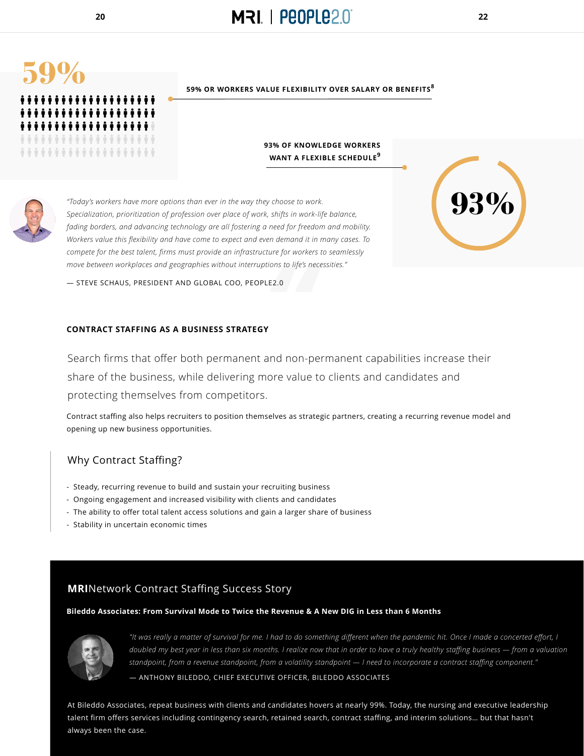59%

**59% OR WORKERS VALUE FLEXIBILITY OVER SALARY OR BENEFITS**[8]

**93% OF KNOWLEDGE WORKERS WANT A FLEXIBLE SCHEDULE**[9]

93%

*"Today's workers have more options than ever in the way they choose to work. Specialization, prioritization of profession over place of work, shifts in work-life balance, fading borders, and advancing technology are all fostering a need for freedom and mobility. Workers value this flexibility and have come to expect and even demand it in many cases. To compete for the best talent, firms must provide an infrastructure for workers to seamlessly move between workplaces and geographies without interruptions to life's necessities."*

— STEVE SCHAUS, PRESIDENT AND GLOBAL COO, PEOPLE2.0

## CONTRACT STAFFING AS A BUSINESS STRATEGY

Search firms that offer both permanent and non-permanent capabilities increase their share of the business, while delivering more value to clients and candidates and protecting themselves from competitors.

Contract staffing also helps recruiters to position themselves as strategic partners, creating a recurring revenue model and opening up new business opportunities.

### Why Contract Staffing?

- Steady, recurring revenue to build and sustain your recruiting business
- Ongoing engagement and increased visibility with clients and candidates
- The ability to offer total talent access solutions and gain a larger share of business
- Stability in uncertain economic times

## **MRI**Network Contract Staffing Success Story

**Bileddo Associates: From Survival Mode to Twice the Revenue & A New DIG in Less than 6 Months**

*"It was really a matter of survival for me. I had to do something different when the pandemic hit. Once I made a concerted effort, I doubled my best year in less than six months. I realize now that in order to have a truly healthy staffing business — from a valuation standpoint, from a revenue standpoint, from a volatility standpoint — I need to incorporate a contract staffing component."*

— ANTHONY BILEDDO, CHIEF EXECUTIVE OFFICER, BILEDDO ASSOCIATES

At Bileddo Associates, repeat business with clients and candidates hovers at nearly 99%. Today, the nursing and executive leadership talent firm offers services including contingency search, retained search, contract staffing, and interim solutions… but that hasn't always been the case.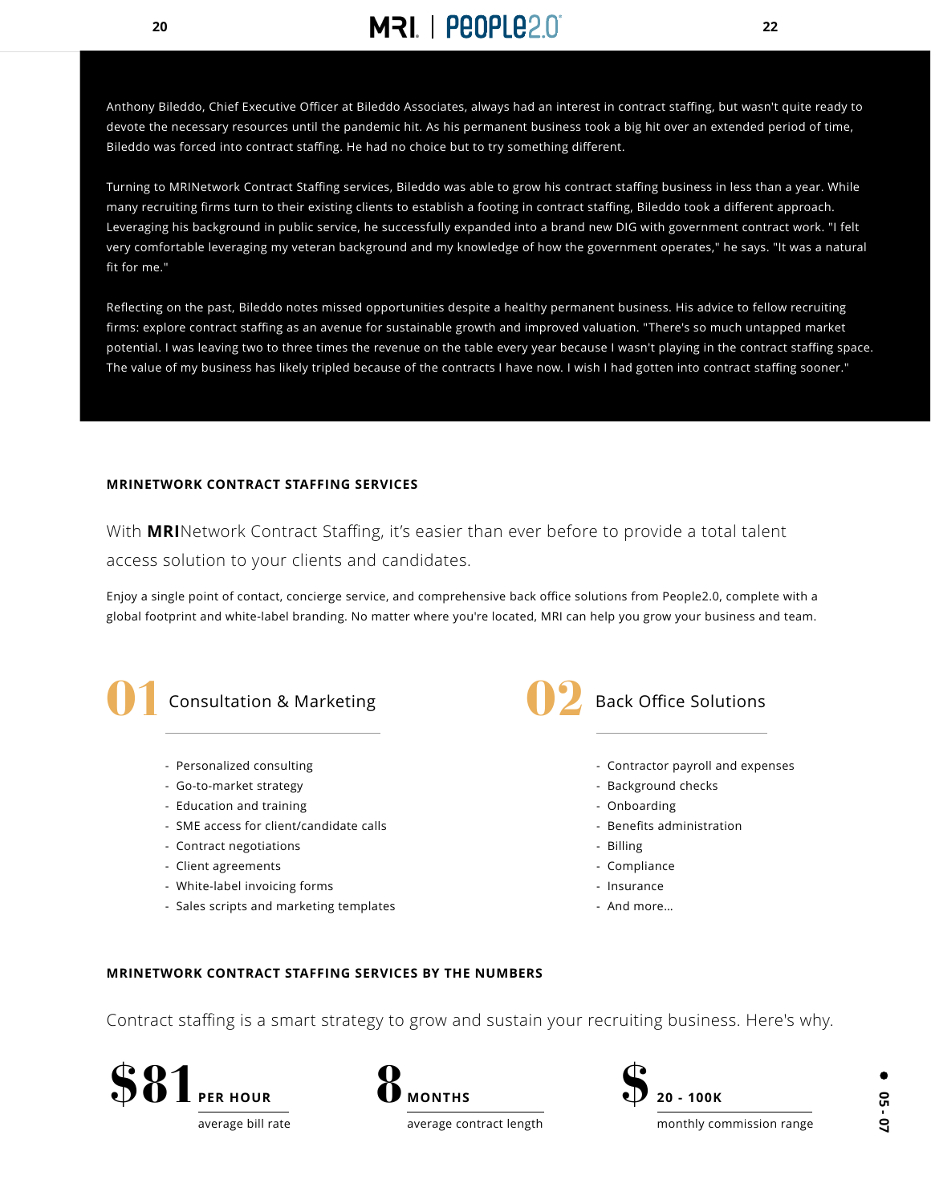Anthony Bileddo, Chief Executive Officer at Bileddo Associates, always had an interest in contract staffing, but wasn't quite ready to devote the necessary resources until the pandemic hit. As his permanent business took a big hit over an extended period of time, Bileddo was forced into contract staffing. He had no choice but to try something different.

Turning to MRINetwork Contract Staffing services, Bileddo was able to grow his contract staffing business in less than a year. While many recruiting firms turn to their existing clients to establish a footing in contract staffing, Bileddo took a different approach. Leveraging his background in public service, he successfully expanded into a brand new DIG with government contract work. "I felt very comfortable leveraging my veteran background and my knowledge of how the government operates," he says. "It was a natural fit for me."

Reflecting on the past, Bileddo notes missed opportunities despite a healthy permanent business. His advice to fellow recruiting firms: explore contract staffing as an avenue for sustainable growth and improved valuation. "There's so much untapped market potential. I was leaving two to three times the revenue on the table every year because I wasn't playing in the contract staffing space. The value of my business has likely tripled because of the contracts I have now. I wish I had gotten into contract staffing sooner."

## MRINETWORK CONTRACT STAFFING SERVICES

With **MRI**Network Contract Staffing, it's easier than ever before to provide a total talent access solution to your clients and candidates.

Enjoy a single point of contact, concierge service, and comprehensive back office solutions from People2.0, complete with a global footprint and white-label branding. No matter where you're located, MRI can help you grow your business and team.

### 01 Consultation & Marketing

- Personalized consulting
- Go-to-market strategy
- Education and training
- SME access for client/candidate calls
- Contract negotiations
- Client agreements
- White-label invoicing forms
- Sales scripts and marketing templates

### 02 Back Office Solutions

- Contractor payroll and expenses
- Background checks
- Onboarding
- Benefits administration
- Billing
- Compliance
- Insurance
- And more...

## MRINETWORK CONTRACT STAFFING SERVICES BY THE NUMBERS

Contract staffing is a smart strategy to grow and sustain your recruiting business. Here's why.

**$81 PER HOUR** — average bill rate

**8 MONTHS** — average contract length

**$ 20 - 100K** — monthly commission range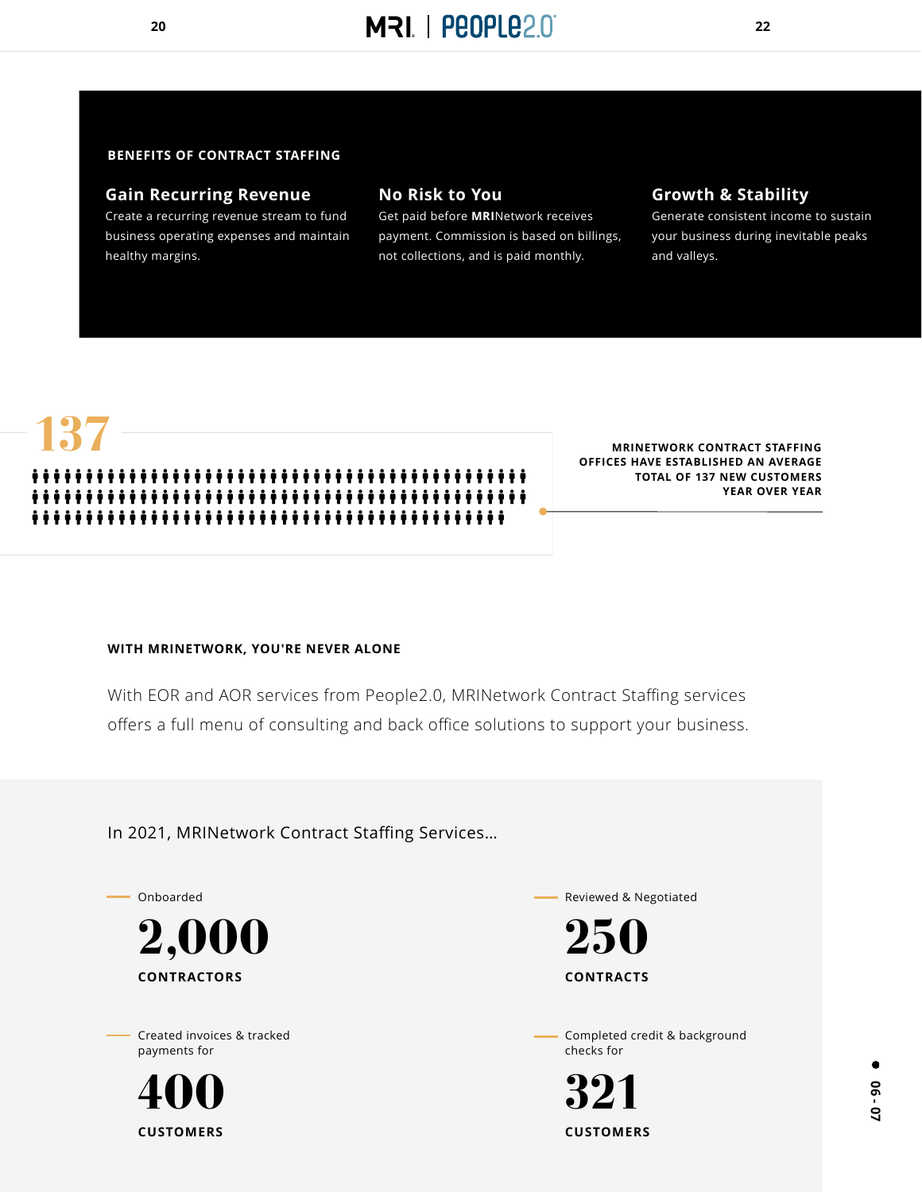## BENEFITS OF CONTRACT STAFFING

### Gain Recurring Revenue

Create a recurring revenue stream to fund business operating expenses and maintain healthy margins.

### No Risk to You

Get paid before **MRI**Network receives payment. Commission is based on billings, not collections, and is paid monthly.

### Growth & Stability

Generate consistent income to sustain your business during inevitable peaks and valleys.

**137**

MRINETWORK CONTRACT STAFFING OFFICES HAVE ESTABLISHED AN AVERAGE TOTAL OF 137 NEW CUSTOMERS YEAR OVER YEAR

## WITH MRINETWORK, YOU'RE NEVER ALONE

With EOR and AOR services from People2.0, MRINetwork Contract Staffing services offers a full menu of consulting and back office solutions to support your business.

In 2021, MRINetwork Contract Staffing Services...

Onboarded

**2,000**

**CONTRACTORS**

Reviewed & Negotiated

**250**

**CONTRACTS**

Created invoices & tracked payments for

**400**

**CUSTOMERS**

Completed credit & background checks for

**321**

**CUSTOMERS**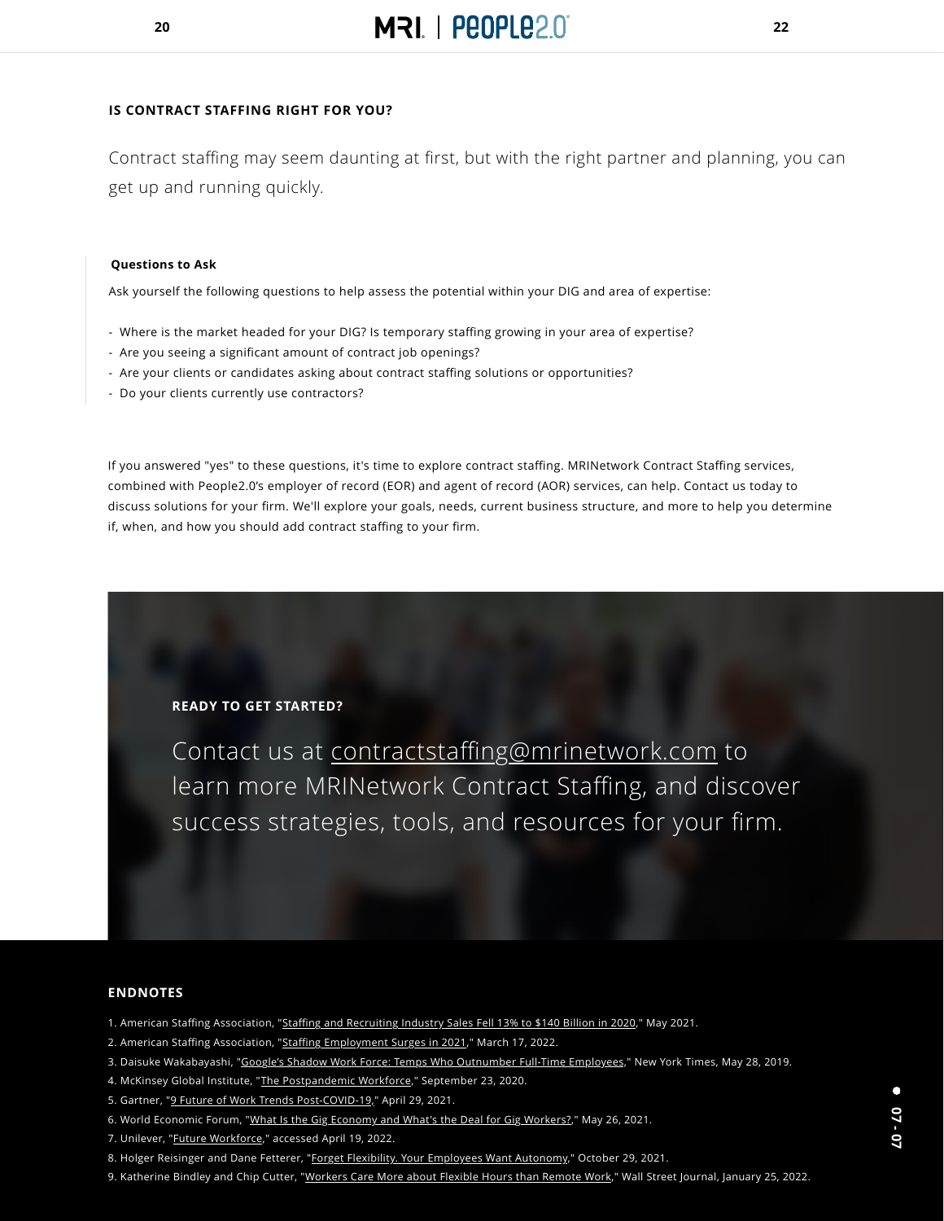## IS CONTRACT STAFFING RIGHT FOR YOU?

Contract staffing may seem daunting at first, but with the right partner and planning, you can get up and running quickly.

### Questions to Ask

Ask yourself the following questions to help assess the potential within your DIG and area of expertise:

- Where is the market headed for your DIG? Is temporary staffing growing in your area of expertise?
- Are you seeing a significant amount of contract job openings?
- Are your clients or candidates asking about contract staffing solutions or opportunities?
- Do your clients currently use contractors?

If you answered "yes" to these questions, it's time to explore contract staffing. MRINetwork Contract Staffing services, combined with People2.0's employer of record (EOR) and agent of record (AOR) services, can help. Contact us today to discuss solutions for your firm. We'll explore your goals, needs, current business structure, and more to help you determine if, when, and how you should add contract staffing to your firm.

**READY TO GET STARTED?**

Contact us at contractstaffing@mrinetwork.com to learn more MRINetwork Contract Staffing, and discover success strategies, tools, and resources for your firm.

## ENDNOTES

1. American Staffing Association, "Staffing and Recruiting Industry Sales Fell 13% to $140 Billion in 2020," May 2021.
2. American Staffing Association, "Staffing Employment Surges in 2021," March 17, 2022.
3. Daisuke Wakabayashi, "Google's Shadow Work Force: Temps Who Outnumber Full-Time Employees," New York Times, May 28, 2019.
4. McKinsey Global Institute, "The Postpandemic Workforce," September 23, 2020.
5. Gartner, "9 Future of Work Trends Post-COVID-19," April 29, 2021.
6. World Economic Forum, "What Is the Gig Economy and What's the Deal for Gig Workers?," May 26, 2021.
7. Unilever, "Future Workforce," accessed April 19, 2022.
8. Holger Reisinger and Dane Fetterer, "Forget Flexibility. Your Employees Want Autonomy," October 29, 2021.
9. Katherine Bindley and Chip Cutter, "Workers Care More about Flexible Hours than Remote Work," Wall Street Journal, January 25, 2022.